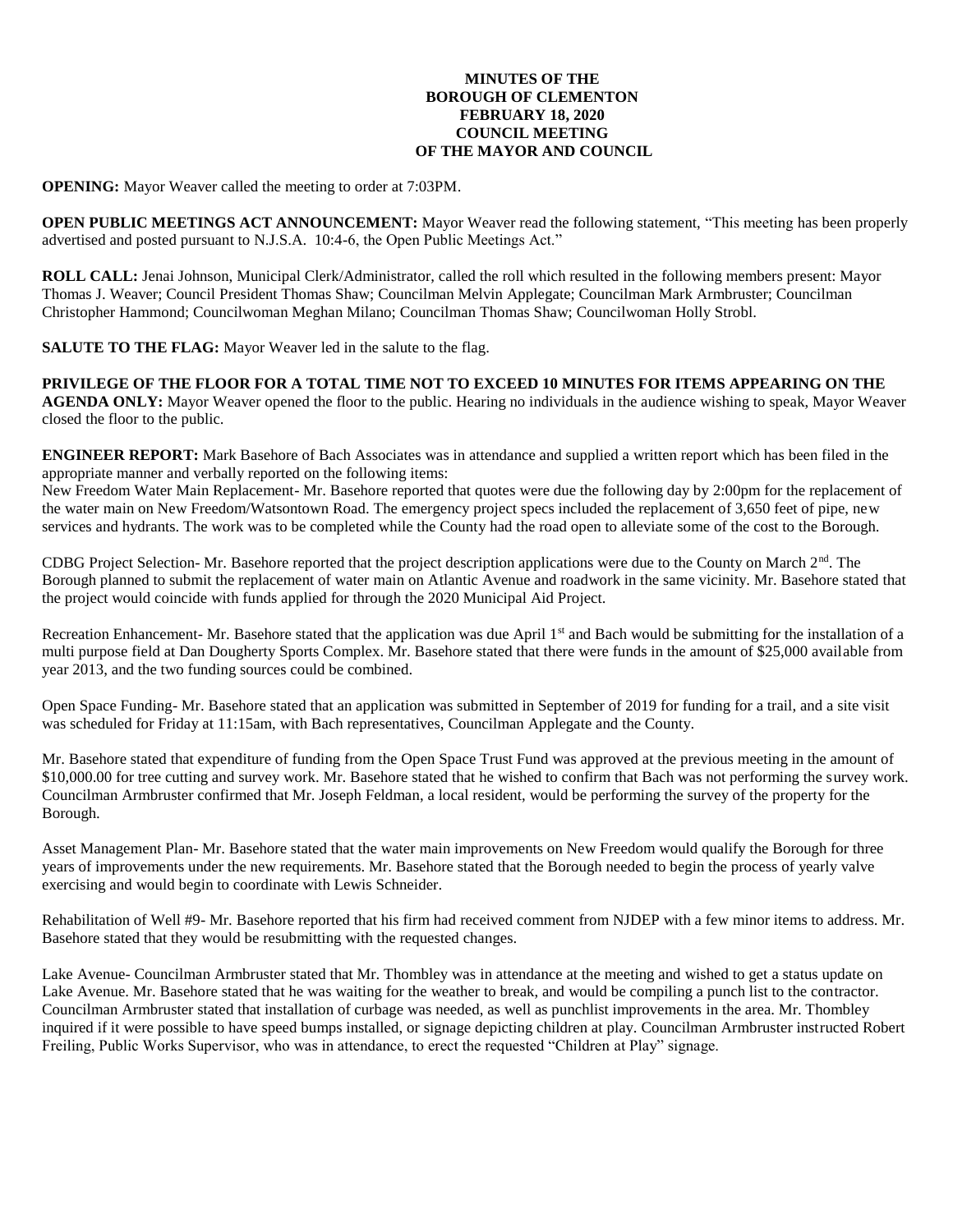**MINUTES OF THE**
**BOROUGH OF CLEMENTON**
**FEBRUARY 18, 2020**
**COUNCIL MEETING**
**OF THE MAYOR AND COUNCIL**

**OPENING:** Mayor Weaver called the meeting to order at 7:03PM.

**OPEN PUBLIC MEETINGS ACT ANNOUNCEMENT:** Mayor Weaver read the following statement, "This meeting has been properly advertised and posted pursuant to N.J.S.A. 10:4-6, the Open Public Meetings Act."

**ROLL CALL:** Jenai Johnson, Municipal Clerk/Administrator, called the roll which resulted in the following members present: Mayor Thomas J. Weaver; Council President Thomas Shaw; Councilman Melvin Applegate; Councilman Mark Armbruster; Councilman Christopher Hammond; Councilwoman Meghan Milano; Councilman Thomas Shaw; Councilwoman Holly Strobl.

**SALUTE TO THE FLAG:** Mayor Weaver led in the salute to the flag.

**PRIVILEGE OF THE FLOOR FOR A TOTAL TIME NOT TO EXCEED 10 MINUTES FOR ITEMS APPEARING ON THE AGENDA ONLY:** Mayor Weaver opened the floor to the public. Hearing no individuals in the audience wishing to speak, Mayor Weaver closed the floor to the public.

**ENGINEER REPORT:** Mark Basehore of Bach Associates was in attendance and supplied a written report which has been filed in the appropriate manner and verbally reported on the following items:
New Freedom Water Main Replacement- Mr. Basehore reported that quotes were due the following day by 2:00pm for the replacement of the water main on New Freedom/Watsontown Road. The emergency project specs included the replacement of 3,650 feet of pipe, new services and hydrants. The work was to be completed while the County had the road open to alleviate some of the cost to the Borough.

CDBG Project Selection- Mr. Basehore reported that the project description applications were due to the County on March 2nd. The Borough planned to submit the replacement of water main on Atlantic Avenue and roadwork in the same vicinity. Mr. Basehore stated that the project would coincide with funds applied for through the 2020 Municipal Aid Project.

Recreation Enhancement- Mr. Basehore stated that the application was due April 1st and Bach would be submitting for the installation of a multi purpose field at Dan Dougherty Sports Complex. Mr. Basehore stated that there were funds in the amount of $25,000 available from year 2013, and the two funding sources could be combined.

Open Space Funding- Mr. Basehore stated that an application was submitted in September of 2019 for funding for a trail, and a site visit was scheduled for Friday at 11:15am, with Bach representatives, Councilman Applegate and the County.

Mr. Basehore stated that expenditure of funding from the Open Space Trust Fund was approved at the previous meeting in the amount of $10,000.00 for tree cutting and survey work. Mr. Basehore stated that he wished to confirm that Bach was not performing the survey work. Councilman Armbruster confirmed that Mr. Joseph Feldman, a local resident, would be performing the survey of the property for the Borough.

Asset Management Plan- Mr. Basehore stated that the water main improvements on New Freedom would qualify the Borough for three years of improvements under the new requirements. Mr. Basehore stated that the Borough needed to begin the process of yearly valve exercising and would begin to coordinate with Lewis Schneider.

Rehabilitation of Well #9- Mr. Basehore reported that his firm had received comment from NJDEP with a few minor items to address. Mr. Basehore stated that they would be resubmitting with the requested changes.

Lake Avenue- Councilman Armbruster stated that Mr. Thombley was in attendance at the meeting and wished to get a status update on Lake Avenue. Mr. Basehore stated that he was waiting for the weather to break, and would be compiling a punch list to the contractor. Councilman Armbruster stated that installation of curbage was needed, as well as punchlist improvements in the area. Mr. Thombley inquired if it were possible to have speed bumps installed, or signage depicting children at play. Councilman Armbruster instructed Robert Freiling, Public Works Supervisor, who was in attendance, to erect the requested "Children at Play" signage.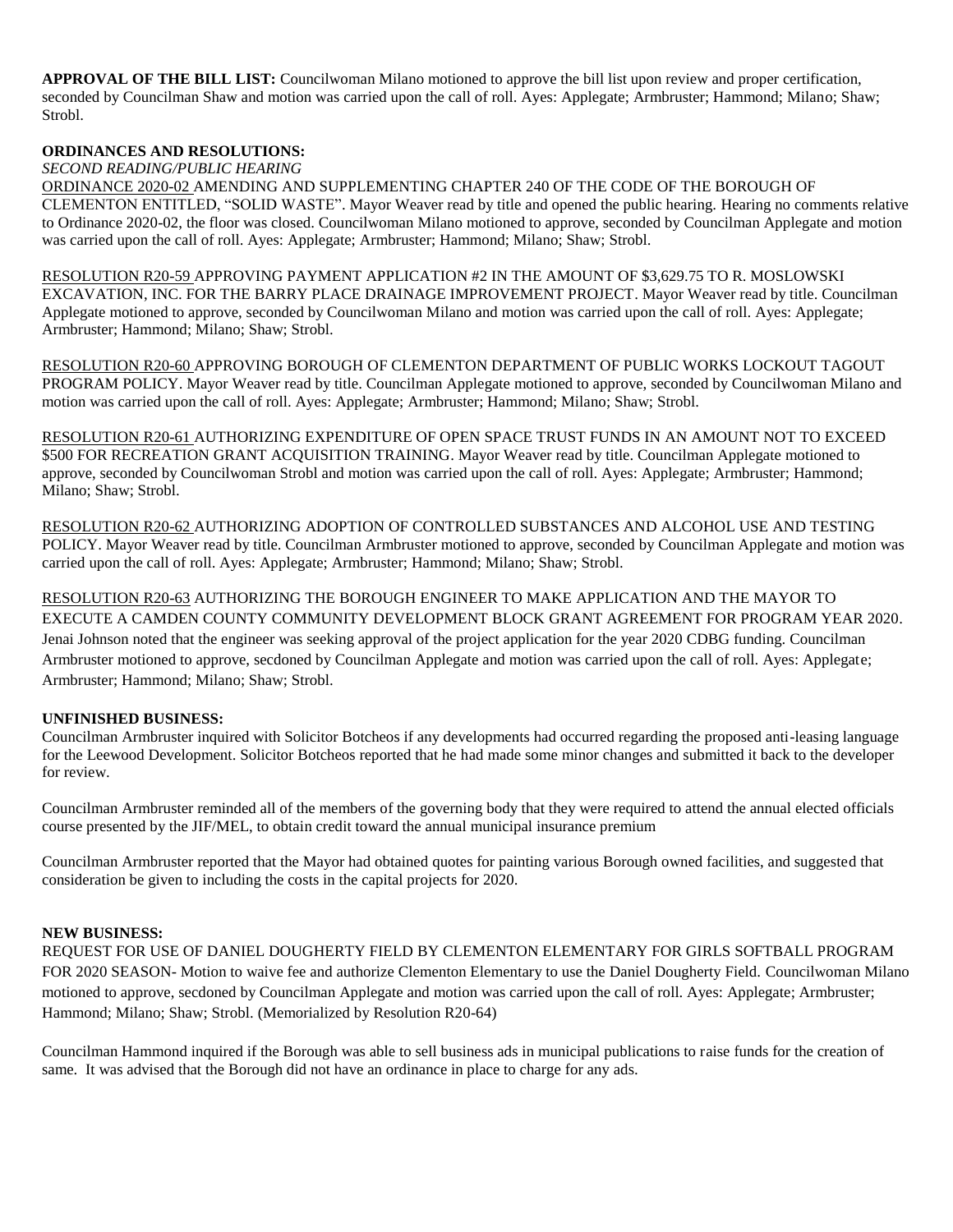**APPROVAL OF THE BILL LIST:** Councilwoman Milano motioned to approve the bill list upon review and proper certification, seconded by Councilman Shaw and motion was carried upon the call of roll. Ayes: Applegate; Armbruster; Hammond; Milano; Shaw; Strobl.

**ORDINANCES AND RESOLUTIONS:**

*SECOND READING/PUBLIC HEARING*

ORDINANCE 2020-02 AMENDING AND SUPPLEMENTING CHAPTER 240 OF THE CODE OF THE BOROUGH OF CLEMENTON ENTITLED, "SOLID WASTE". Mayor Weaver read by title and opened the public hearing. Hearing no comments relative to Ordinance 2020-02, the floor was closed. Councilwoman Milano motioned to approve, seconded by Councilman Applegate and motion was carried upon the call of roll. Ayes: Applegate; Armbruster; Hammond; Milano; Shaw; Strobl.

RESOLUTION R20-59 APPROVING PAYMENT APPLICATION #2 IN THE AMOUNT OF $3,629.75 TO R. MOSLOWSKI EXCAVATION, INC. FOR THE BARRY PLACE DRAINAGE IMPROVEMENT PROJECT. Mayor Weaver read by title. Councilman Applegate motioned to approve, seconded by Councilwoman Milano and motion was carried upon the call of roll. Ayes: Applegate; Armbruster; Hammond; Milano; Shaw; Strobl.

RESOLUTION R20-60 APPROVING BOROUGH OF CLEMENTON DEPARTMENT OF PUBLIC WORKS LOCKOUT TAGOUT PROGRAM POLICY. Mayor Weaver read by title. Councilman Applegate motioned to approve, seconded by Councilwoman Milano and motion was carried upon the call of roll. Ayes: Applegate; Armbruster; Hammond; Milano; Shaw; Strobl.

RESOLUTION R20-61 AUTHORIZING EXPENDITURE OF OPEN SPACE TRUST FUNDS IN AN AMOUNT NOT TO EXCEED $500 FOR RECREATION GRANT ACQUISITION TRAINING. Mayor Weaver read by title. Councilman Applegate motioned to approve, seconded by Councilwoman Strobl and motion was carried upon the call of roll. Ayes: Applegate; Armbruster; Hammond; Milano; Shaw; Strobl.

RESOLUTION R20-62 AUTHORIZING ADOPTION OF CONTROLLED SUBSTANCES AND ALCOHOL USE AND TESTING POLICY. Mayor Weaver read by title. Councilman Armbruster motioned to approve, seconded by Councilman Applegate and motion was carried upon the call of roll. Ayes: Applegate; Armbruster; Hammond; Milano; Shaw; Strobl.

RESOLUTION R20-63 AUTHORIZING THE BOROUGH ENGINEER TO MAKE APPLICATION AND THE MAYOR TO EXECUTE A CAMDEN COUNTY COMMUNITY DEVELOPMENT BLOCK GRANT AGREEMENT FOR PROGRAM YEAR 2020. Jenai Johnson noted that the engineer was seeking approval of the project application for the year 2020 CDBG funding. Councilman Armbruster motioned to approve, secdoned by Councilman Applegate and motion was carried upon the call of roll. Ayes: Applegate; Armbruster; Hammond; Milano; Shaw; Strobl.

**UNFINISHED BUSINESS:**

Councilman Armbruster inquired with Solicitor Botcheos if any developments had occurred regarding the proposed anti-leasing language for the Leewood Development. Solicitor Botcheos reported that he had made some minor changes and submitted it back to the developer for review.

Councilman Armbruster reminded all of the members of the governing body that they were required to attend the annual elected officials course presented by the JIF/MEL, to obtain credit toward the annual municipal insurance premium

Councilman Armbruster reported that the Mayor had obtained quotes for painting various Borough owned facilities, and suggested that consideration be given to including the costs in the capital projects for 2020.

**NEW BUSINESS:**

REQUEST FOR USE OF DANIEL DOUGHERTY FIELD BY CLEMENTON ELEMENTARY FOR GIRLS SOFTBALL PROGRAM FOR 2020 SEASON- Motion to waive fee and authorize Clementon Elementary to use the Daniel Dougherty Field. Councilwoman Milano motioned to approve, secdoned by Councilman Applegate and motion was carried upon the call of roll. Ayes: Applegate; Armbruster; Hammond; Milano; Shaw; Strobl. (Memorialized by Resolution R20-64)

Councilman Hammond inquired if the Borough was able to sell business ads in municipal publications to raise funds for the creation of same. It was advised that the Borough did not have an ordinance in place to charge for any ads.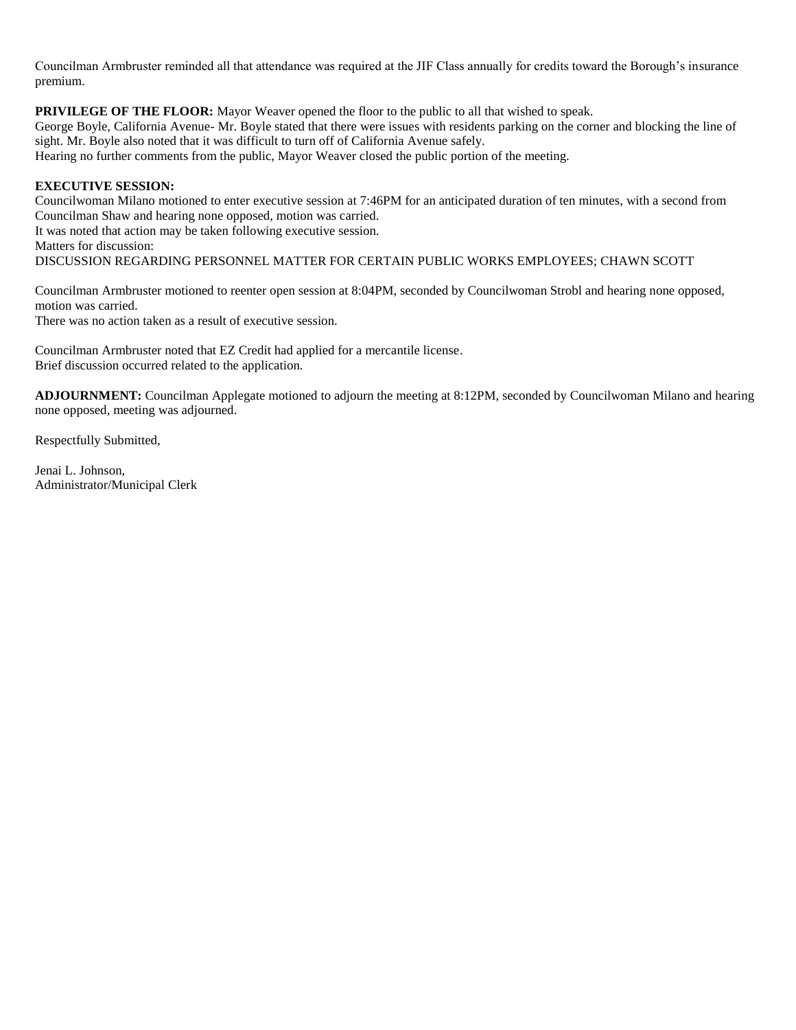Councilman Armbruster reminded all that attendance was required at the JIF Class annually for credits toward the Borough's insurance premium.

**PRIVILEGE OF THE FLOOR:** Mayor Weaver opened the floor to the public to all that wished to speak.
George Boyle, California Avenue- Mr. Boyle stated that there were issues with residents parking on the corner and blocking the line of sight. Mr. Boyle also noted that it was difficult to turn off of California Avenue safely.
Hearing no further comments from the public, Mayor Weaver closed the public portion of the meeting.

**EXECUTIVE SESSION:**
Councilwoman Milano motioned to enter executive session at 7:46PM for an anticipated duration of ten minutes, with a second from Councilman Shaw and hearing none opposed, motion was carried.
It was noted that action may be taken following executive session.
Matters for discussion:
DISCUSSION REGARDING PERSONNEL MATTER FOR CERTAIN PUBLIC WORKS EMPLOYEES; CHAWN SCOTT

Councilman Armbruster motioned to reenter open session at 8:04PM, seconded by Councilwoman Strobl and hearing none opposed, motion was carried.
There was no action taken as a result of executive session.

Councilman Armbruster noted that EZ Credit had applied for a mercantile license.
Brief discussion occurred related to the application.

**ADJOURNMENT:** Councilman Applegate motioned to adjourn the meeting at 8:12PM, seconded by Councilwoman Milano and hearing none opposed, meeting was adjourned.

Respectfully Submitted,

Jenai L. Johnson,
Administrator/Municipal Clerk